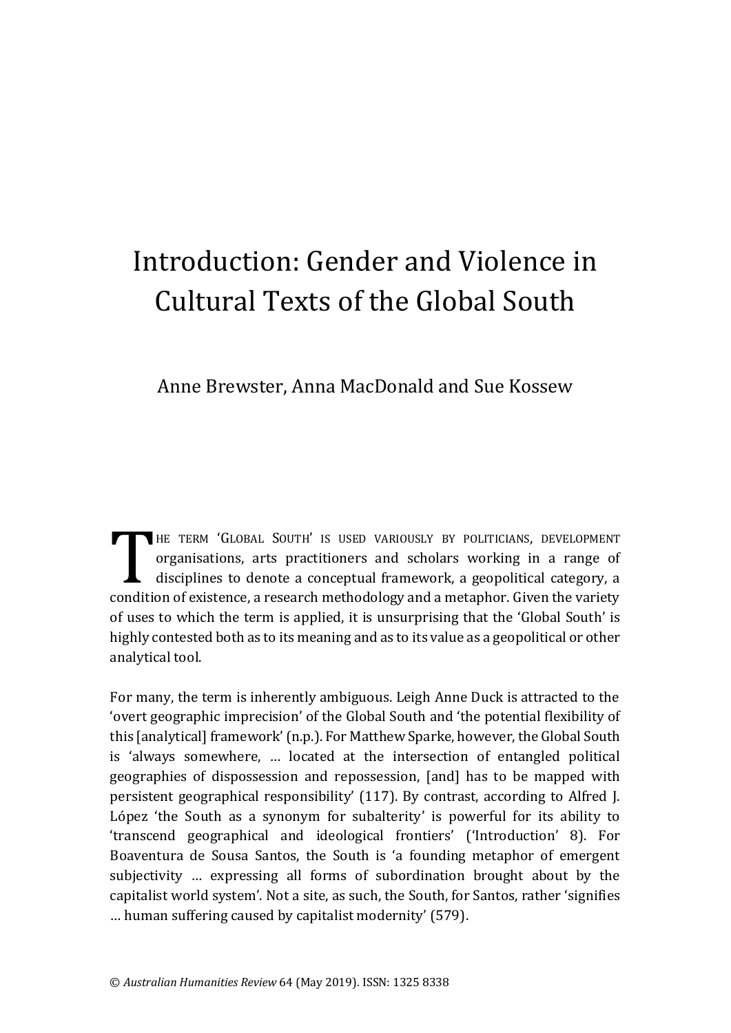# Introduction: Gender and Violence in Cultural Texts of the Global South

Anne Brewster, Anna MacDonald and Sue Kossew

THE TERM 'GLOBAL SOUTH' IS USED VARIOUSLY BY POLITICIANS, DEVELOPMENT organisations, arts practitioners and scholars working in a range of disciplines to denote a conceptual framework, a geopolitical category, a condition of existence, a research methodology and a metaphor. Given the variety of uses to which the term is applied, it is unsurprising that the 'Global South' is highly contested both as to its meaning and as to its value as a geopolitical or other analytical tool.

For many, the term is inherently ambiguous. Leigh Anne Duck is attracted to the 'overt geographic imprecision' of the Global South and 'the potential flexibility of this [analytical] framework' (n.p.). For Matthew Sparke, however, the Global South is 'always somewhere, … located at the intersection of entangled political geographies of dispossession and repossession, [and] has to be mapped with persistent geographical responsibility' (117). By contrast, according to Alfred J. López 'the South as a synonym for subalterity' is powerful for its ability to 'transcend geographical and ideological frontiers' ('Introduction' 8). For Boaventura de Sousa Santos, the South is 'a founding metaphor of emergent subjectivity … expressing all forms of subordination brought about by the capitalist world system'. Not a site, as such, the South, for Santos, rather 'signifies … human suffering caused by capitalist modernity' (579).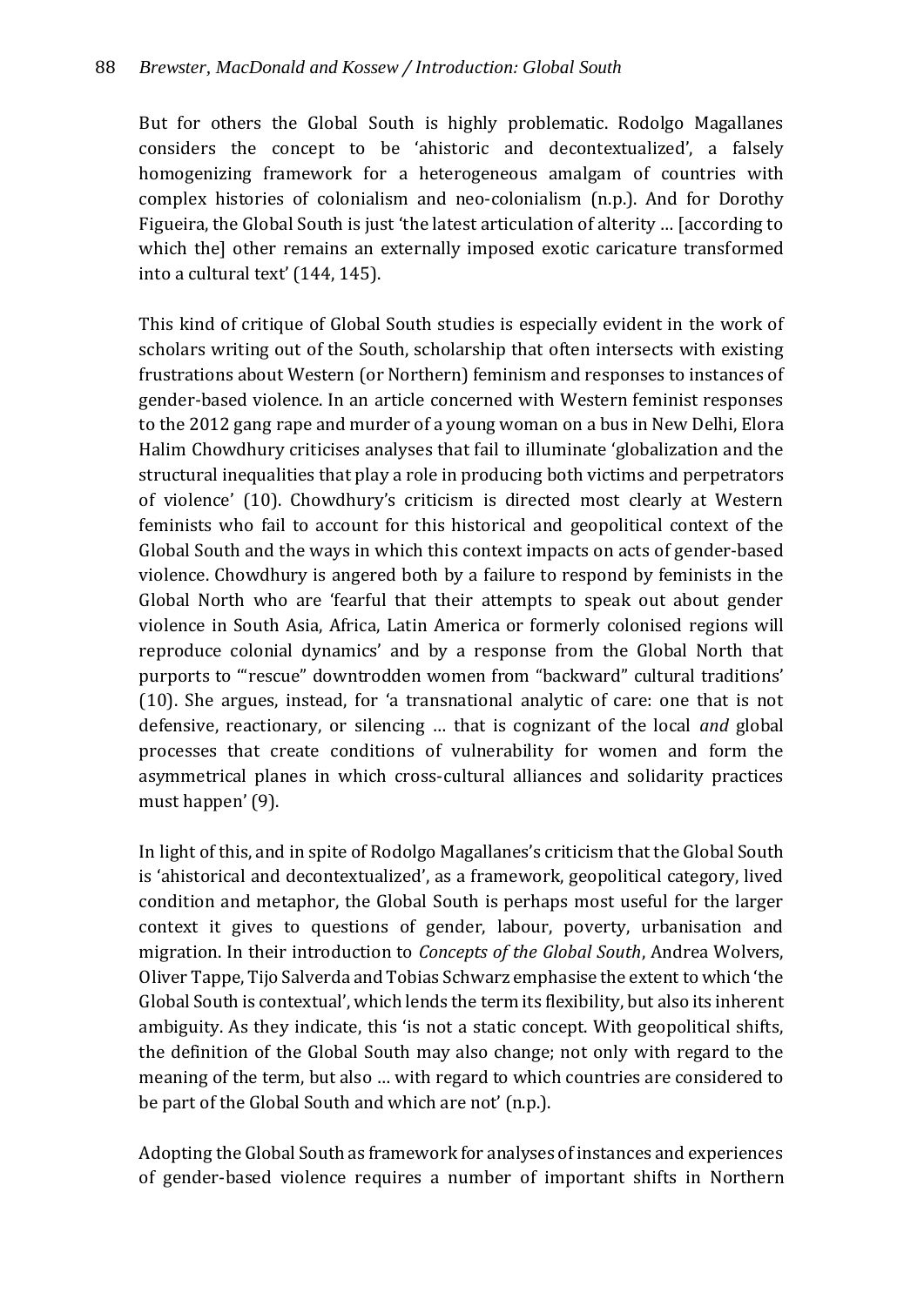But for others the Global South is highly problematic. Rodolgo Magallanes considers the concept to be 'ahistoric and decontextualized', a falsely homogenizing framework for a heterogeneous amalgam of countries with complex histories of colonialism and neo-colonialism (n.p.). And for Dorothy Figueira, the Global South is just 'the latest articulation of alterity … [according to which the] other remains an externally imposed exotic caricature transformed into a cultural text' (144, 145).

This kind of critique of Global South studies is especially evident in the work of scholars writing out of the South, scholarship that often intersects with existing frustrations about Western (or Northern) feminism and responses to instances of gender-based violence. In an article concerned with Western feminist responses to the 2012 gang rape and murder of a young woman on a bus in New Delhi, Elora Halim Chowdhury criticises analyses that fail to illuminate 'globalization and the structural inequalities that play a role in producing both victims and perpetrators of violence' (10). Chowdhury's criticism is directed most clearly at Western feminists who fail to account for this historical and geopolitical context of the Global South and the ways in which this context impacts on acts of gender-based violence. Chowdhury is angered both by a failure to respond by feminists in the Global North who are 'fearful that their attempts to speak out about gender violence in South Asia, Africa, Latin America or formerly colonised regions will reproduce colonial dynamics' and by a response from the Global North that purports to '"rescue" downtrodden women from "backward" cultural traditions' (10). She argues, instead, for 'a transnational analytic of care: one that is not defensive, reactionary, or silencing … that is cognizant of the local *and* global processes that create conditions of vulnerability for women and form the asymmetrical planes in which cross-cultural alliances and solidarity practices must happen' (9).

In light of this, and in spite of Rodolgo Magallanes's criticism that the Global South is 'ahistorical and decontextualized', as a framework, geopolitical category, lived condition and metaphor, the Global South is perhaps most useful for the larger context it gives to questions of gender, labour, poverty, urbanisation and migration. In their introduction to *Concepts of the Global South*, Andrea Wolvers, Oliver Tappe, Tijo Salverda and Tobias Schwarz emphasise the extent to which 'the Global South is contextual', which lends the term its flexibility, but also its inherent ambiguity. As they indicate, this 'is not a static concept. With geopolitical shifts, the definition of the Global South may also change; not only with regard to the meaning of the term, but also … with regard to which countries are considered to be part of the Global South and which are not' (n.p.).

Adopting the Global South as framework for analyses of instances and experiences of gender-based violence requires a number of important shifts in Northern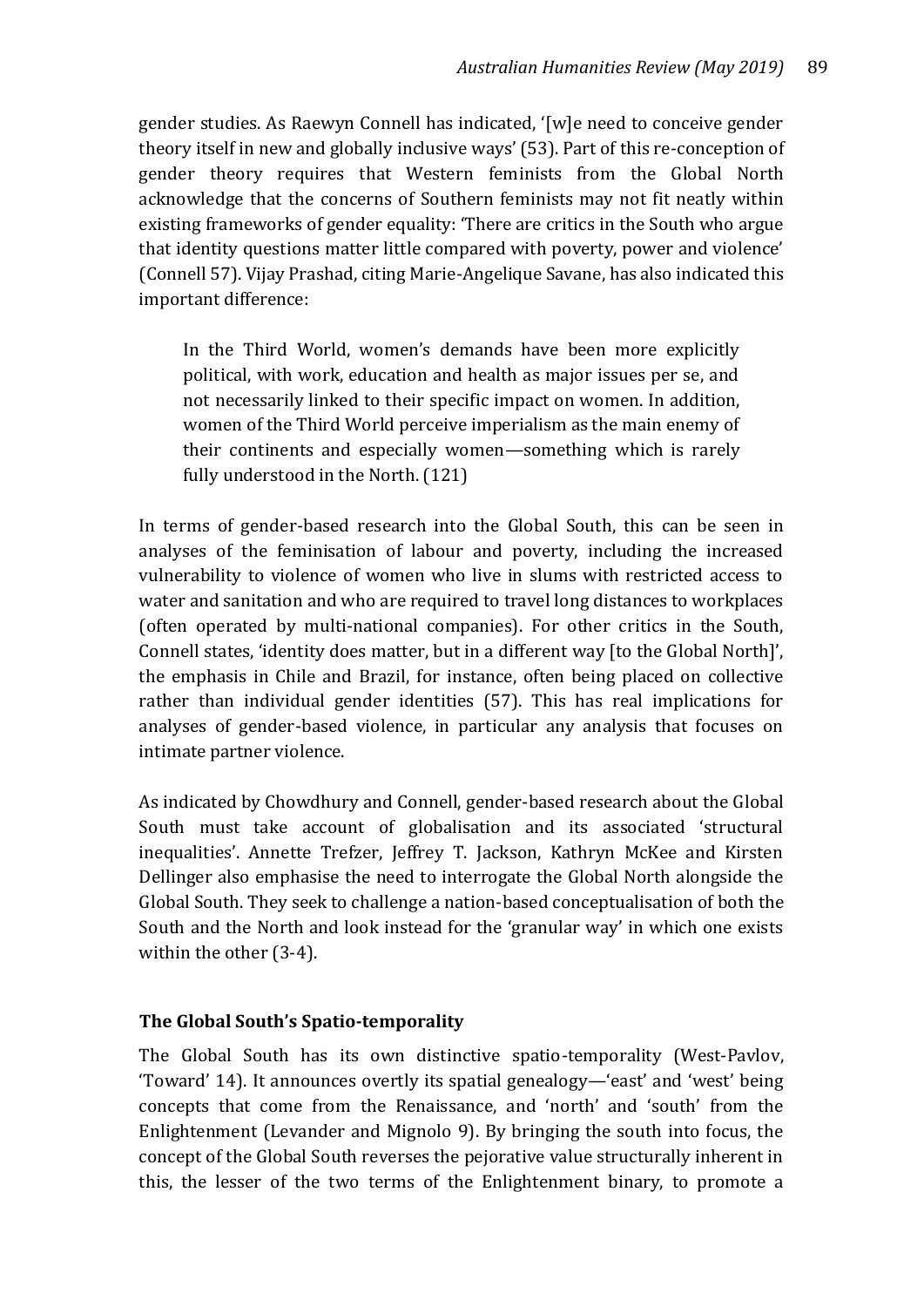gender studies. As Raewyn Connell has indicated, '[w]e need to conceive gender theory itself in new and globally inclusive ways' (53). Part of this re-conception of gender theory requires that Western feminists from the Global North acknowledge that the concerns of Southern feminists may not fit neatly within existing frameworks of gender equality: 'There are critics in the South who argue that identity questions matter little compared with poverty, power and violence' (Connell 57). Vijay Prashad, citing Marie-Angelique Savane, has also indicated this important difference:

> In the Third World, women's demands have been more explicitly political, with work, education and health as major issues per se, and not necessarily linked to their specific impact on women. In addition, women of the Third World perceive imperialism as the main enemy of their continents and especially women—something which is rarely fully understood in the North. (121)

In terms of gender-based research into the Global South, this can be seen in analyses of the feminisation of labour and poverty, including the increased vulnerability to violence of women who live in slums with restricted access to water and sanitation and who are required to travel long distances to workplaces (often operated by multi-national companies). For other critics in the South, Connell states, 'identity does matter, but in a different way [to the Global North]', the emphasis in Chile and Brazil, for instance, often being placed on collective rather than individual gender identities (57). This has real implications for analyses of gender-based violence, in particular any analysis that focuses on intimate partner violence.

As indicated by Chowdhury and Connell, gender-based research about the Global South must take account of globalisation and its associated 'structural inequalities'. Annette Trefzer, Jeffrey T. Jackson, Kathryn McKee and Kirsten Dellinger also emphasise the need to interrogate the Global North alongside the Global South. They seek to challenge a nation-based conceptualisation of both the South and the North and look instead for the 'granular way' in which one exists within the other (3-4).

### The Global South's Spatio-temporality

The Global South has its own distinctive spatio-temporality (West-Pavlov, 'Toward' 14). It announces overtly its spatial genealogy—'east' and 'west' being concepts that come from the Renaissance, and 'north' and 'south' from the Enlightenment (Levander and Mignolo 9). By bringing the south into focus, the concept of the Global South reverses the pejorative value structurally inherent in this, the lesser of the two terms of the Enlightenment binary, to promote a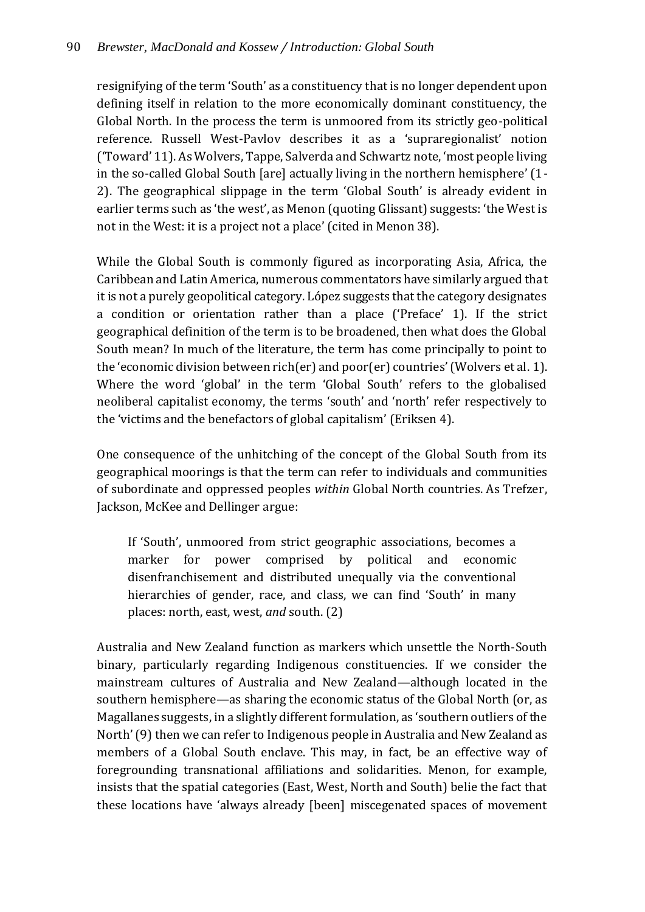resignifying of the term 'South' as a constituency that is no longer dependent upon defining itself in relation to the more economically dominant constituency, the Global North. In the process the term is unmoored from its strictly geo-political reference. Russell West-Pavlov describes it as a 'supraregionalist' notion ('Toward' 11). As Wolvers, Tappe, Salverda and Schwartz note, 'most people living in the so-called Global South [are] actually living in the northern hemisphere' (1-2). The geographical slippage in the term 'Global South' is already evident in earlier terms such as 'the west', as Menon (quoting Glissant) suggests: 'the West is not in the West: it is a project not a place' (cited in Menon 38).

While the Global South is commonly figured as incorporating Asia, Africa, the Caribbean and Latin America, numerous commentators have similarly argued that it is not a purely geopolitical category. López suggests that the category designates a condition or orientation rather than a place ('Preface' 1). If the strict geographical definition of the term is to be broadened, then what does the Global South mean? In much of the literature, the term has come principally to point to the 'economic division between rich(er) and poor(er) countries' (Wolvers et al. 1). Where the word 'global' in the term 'Global South' refers to the globalised neoliberal capitalist economy, the terms 'south' and 'north' refer respectively to the 'victims and the benefactors of global capitalism' (Eriksen 4).

One consequence of the unhitching of the concept of the Global South from its geographical moorings is that the term can refer to individuals and communities of subordinate and oppressed peoples *within* Global North countries. As Trefzer, Jackson, McKee and Dellinger argue:

> If 'South', unmoored from strict geographic associations, becomes a marker for power comprised by political and economic disenfranchisement and distributed unequally via the conventional hierarchies of gender, race, and class, we can find 'South' in many places: north, east, west, *and* south. (2)

Australia and New Zealand function as markers which unsettle the North-South binary, particularly regarding Indigenous constituencies. If we consider the mainstream cultures of Australia and New Zealand—although located in the southern hemisphere—as sharing the economic status of the Global North (or, as Magallanes suggests, in a slightly different formulation, as 'southern outliers of the North' (9) then we can refer to Indigenous people in Australia and New Zealand as members of a Global South enclave. This may, in fact, be an effective way of foregrounding transnational affiliations and solidarities. Menon, for example, insists that the spatial categories (East, West, North and South) belie the fact that these locations have 'always already [been] miscegenated spaces of movement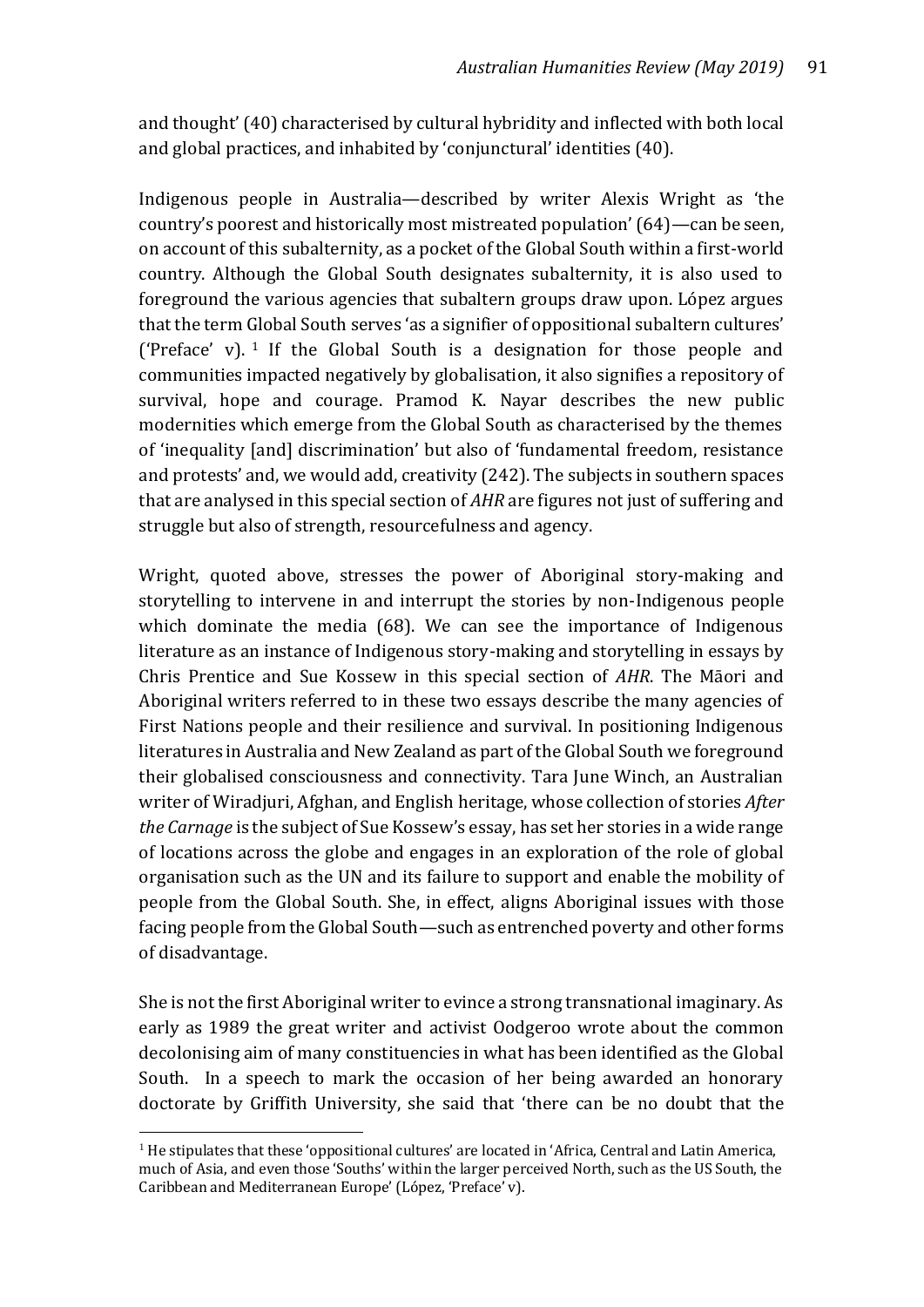and thought' (40) characterised by cultural hybridity and inflected with both local and global practices, and inhabited by 'conjunctural' identities (40).

Indigenous people in Australia—described by writer Alexis Wright as 'the country's poorest and historically most mistreated population' (64)—can be seen, on account of this subalternity, as a pocket of the Global South within a first-world country. Although the Global South designates subalternity, it is also used to foreground the various agencies that subaltern groups draw upon. López argues that the term Global South serves 'as a signifier of oppositional subaltern cultures' ('Preface' v). [1] If the Global South is a designation for those people and communities impacted negatively by globalisation, it also signifies a repository of survival, hope and courage. Pramod K. Nayar describes the new public modernities which emerge from the Global South as characterised by the themes of 'inequality [and] discrimination' but also of 'fundamental freedom, resistance and protests' and, we would add, creativity (242). The subjects in southern spaces that are analysed in this special section of *AHR* are figures not just of suffering and struggle but also of strength, resourcefulness and agency.

Wright, quoted above, stresses the power of Aboriginal story-making and storytelling to intervene in and interrupt the stories by non-Indigenous people which dominate the media (68). We can see the importance of Indigenous literature as an instance of Indigenous story-making and storytelling in essays by Chris Prentice and Sue Kossew in this special section of *AHR*. The Māori and Aboriginal writers referred to in these two essays describe the many agencies of First Nations people and their resilience and survival. In positioning Indigenous literatures in Australia and New Zealand as part of the Global South we foreground their globalised consciousness and connectivity. Tara June Winch, an Australian writer of Wiradjuri, Afghan, and English heritage, whose collection of stories *After the Carnage* is the subject of Sue Kossew's essay, has set her stories in a wide range of locations across the globe and engages in an exploration of the role of global organisation such as the UN and its failure to support and enable the mobility of people from the Global South. She, in effect, aligns Aboriginal issues with those facing people from the Global South—such as entrenched poverty and other forms of disadvantage.

She is not the first Aboriginal writer to evince a strong transnational imaginary. As early as 1989 the great writer and activist Oodgeroo wrote about the common decolonising aim of many constituencies in what has been identified as the Global South. In a speech to mark the occasion of her being awarded an honorary doctorate by Griffith University, she said that 'there can be no doubt that the

---

[1] He stipulates that these 'oppositional cultures' are located in 'Africa, Central and Latin America, much of Asia, and even those 'Souths' within the larger perceived North, such as the US South, the Caribbean and Mediterranean Europe' (López, 'Preface' v).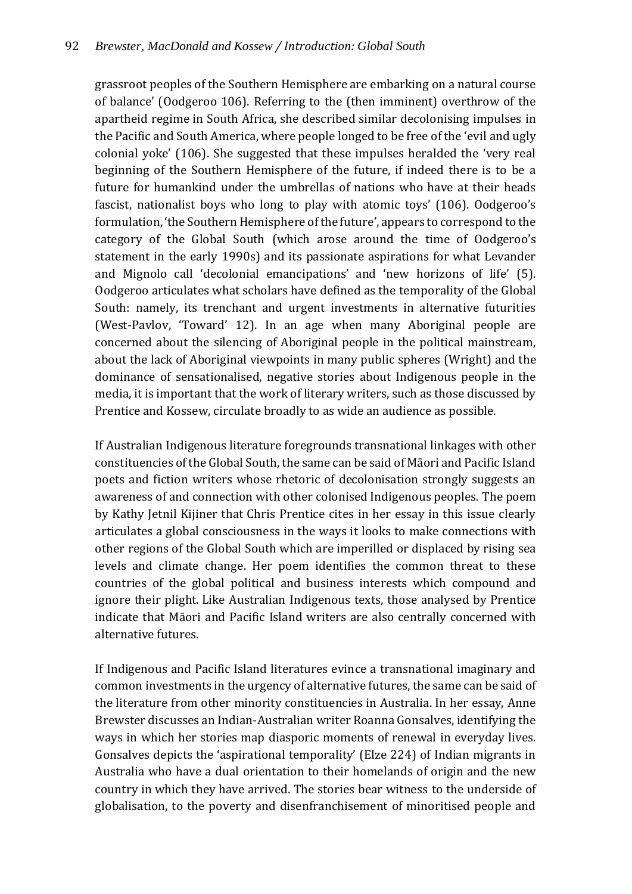grassroot peoples of the Southern Hemisphere are embarking on a natural course of balance' (Oodgeroo 106). Referring to the (then imminent) overthrow of the apartheid regime in South Africa, she described similar decolonising impulses in the Pacific and South America, where people longed to be free of the 'evil and ugly colonial yoke' (106). She suggested that these impulses heralded the 'very real beginning of the Southern Hemisphere of the future, if indeed there is to be a future for humankind under the umbrellas of nations who have at their heads fascist, nationalist boys who long to play with atomic toys' (106). Oodgeroo's formulation, 'the Southern Hemisphere of the future', appears to correspond to the category of the Global South (which arose around the time of Oodgeroo's statement in the early 1990s) and its passionate aspirations for what Levander and Mignolo call 'decolonial emancipations' and 'new horizons of life' (5). Oodgeroo articulates what scholars have defined as the temporality of the Global South: namely, its trenchant and urgent investments in alternative futurities (West-Pavlov, 'Toward' 12). In an age when many Aboriginal people are concerned about the silencing of Aboriginal people in the political mainstream, about the lack of Aboriginal viewpoints in many public spheres (Wright) and the dominance of sensationalised, negative stories about Indigenous people in the media, it is important that the work of literary writers, such as those discussed by Prentice and Kossew, circulate broadly to as wide an audience as possible.

If Australian Indigenous literature foregrounds transnational linkages with other constituencies of the Global South, the same can be said of Māori and Pacific Island poets and fiction writers whose rhetoric of decolonisation strongly suggests an awareness of and connection with other colonised Indigenous peoples. The poem by Kathy Jetnil Kijiner that Chris Prentice cites in her essay in this issue clearly articulates a global consciousness in the ways it looks to make connections with other regions of the Global South which are imperilled or displaced by rising sea levels and climate change. Her poem identifies the common threat to these countries of the global political and business interests which compound and ignore their plight. Like Australian Indigenous texts, those analysed by Prentice indicate that Māori and Pacific Island writers are also centrally concerned with alternative futures.

If Indigenous and Pacific Island literatures evince a transnational imaginary and common investments in the urgency of alternative futures, the same can be said of the literature from other minority constituencies in Australia. In her essay, Anne Brewster discusses an Indian-Australian writer Roanna Gonsalves, identifying the ways in which her stories map diasporic moments of renewal in everyday lives. Gonsalves depicts the 'aspirational temporality' (Elze 224) of Indian migrants in Australia who have a dual orientation to their homelands of origin and the new country in which they have arrived. The stories bear witness to the underside of globalisation, to the poverty and disenfranchisement of minoritised people and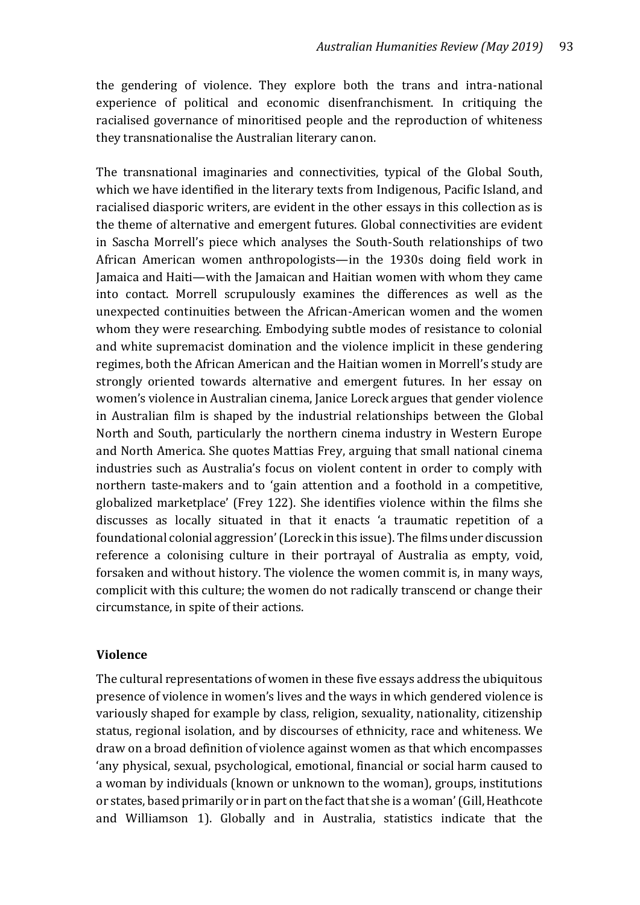the gendering of violence. They explore both the trans and intra-national experience of political and economic disenfranchisment. In critiquing the racialised governance of minoritised people and the reproduction of whiteness they transnationalise the Australian literary canon.

The transnational imaginaries and connectivities, typical of the Global South, which we have identified in the literary texts from Indigenous, Pacific Island, and racialised diasporic writers, are evident in the other essays in this collection as is the theme of alternative and emergent futures. Global connectivities are evident in Sascha Morrell's piece which analyses the South-South relationships of two African American women anthropologists—in the 1930s doing field work in Jamaica and Haiti—with the Jamaican and Haitian women with whom they came into contact. Morrell scrupulously examines the differences as well as the unexpected continuities between the African-American women and the women whom they were researching. Embodying subtle modes of resistance to colonial and white supremacist domination and the violence implicit in these gendering regimes, both the African American and the Haitian women in Morrell's study are strongly oriented towards alternative and emergent futures. In her essay on women's violence in Australian cinema, Janice Loreck argues that gender violence in Australian film is shaped by the industrial relationships between the Global North and South, particularly the northern cinema industry in Western Europe and North America. She quotes Mattias Frey, arguing that small national cinema industries such as Australia's focus on violent content in order to comply with northern taste-makers and to 'gain attention and a foothold in a competitive, globalized marketplace' (Frey 122). She identifies violence within the films she discusses as locally situated in that it enacts 'a traumatic repetition of a foundational colonial aggression' (Loreck in this issue). The films under discussion reference a colonising culture in their portrayal of Australia as empty, void, forsaken and without history. The violence the women commit is, in many ways, complicit with this culture; the women do not radically transcend or change their circumstance, in spite of their actions.

## Violence

The cultural representations of women in these five essays address the ubiquitous presence of violence in women's lives and the ways in which gendered violence is variously shaped for example by class, religion, sexuality, nationality, citizenship status, regional isolation, and by discourses of ethnicity, race and whiteness. We draw on a broad definition of violence against women as that which encompasses 'any physical, sexual, psychological, emotional, financial or social harm caused to a woman by individuals (known or unknown to the woman), groups, institutions or states, based primarily or in part on the fact that she is a woman' (Gill, Heathcote and Williamson 1). Globally and in Australia, statistics indicate that the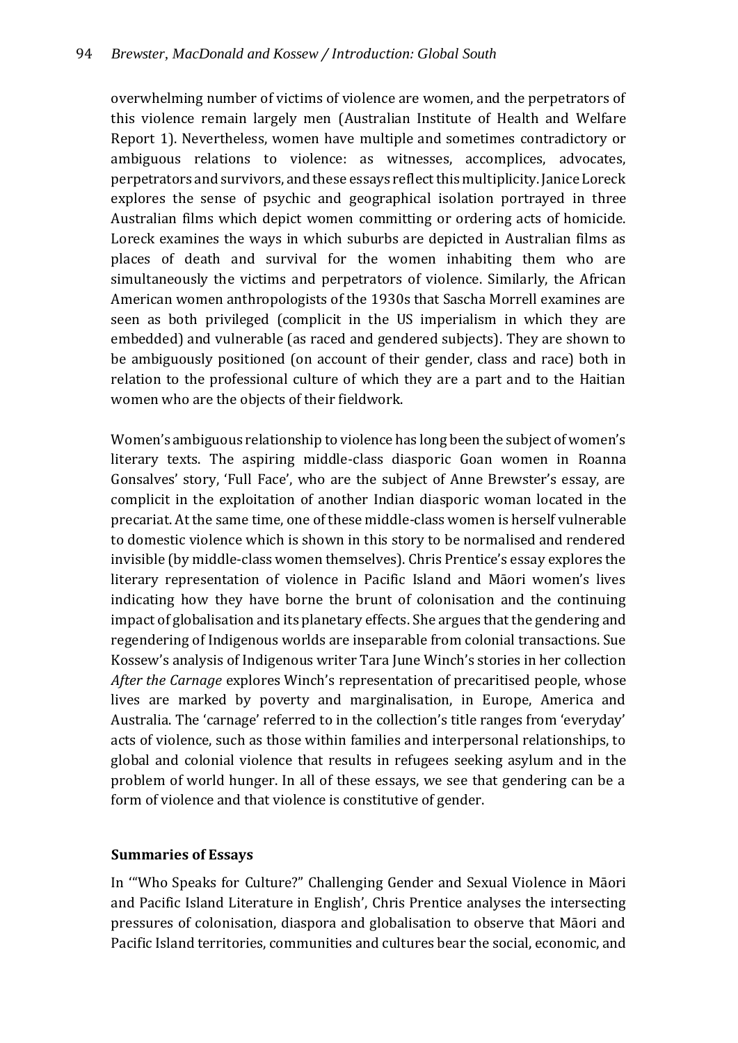overwhelming number of victims of violence are women, and the perpetrators of this violence remain largely men (Australian Institute of Health and Welfare Report 1). Nevertheless, women have multiple and sometimes contradictory or ambiguous relations to violence: as witnesses, accomplices, advocates, perpetrators and survivors, and these essays reflect this multiplicity. Janice Loreck explores the sense of psychic and geographical isolation portrayed in three Australian films which depict women committing or ordering acts of homicide. Loreck examines the ways in which suburbs are depicted in Australian films as places of death and survival for the women inhabiting them who are simultaneously the victims and perpetrators of violence. Similarly, the African American women anthropologists of the 1930s that Sascha Morrell examines are seen as both privileged (complicit in the US imperialism in which they are embedded) and vulnerable (as raced and gendered subjects). They are shown to be ambiguously positioned (on account of their gender, class and race) both in relation to the professional culture of which they are a part and to the Haitian women who are the objects of their fieldwork.

Women's ambiguous relationship to violence has long been the subject of women's literary texts. The aspiring middle-class diasporic Goan women in Roanna Gonsalves' story, 'Full Face', who are the subject of Anne Brewster's essay, are complicit in the exploitation of another Indian diasporic woman located in the precariat. At the same time, one of these middle-class women is herself vulnerable to domestic violence which is shown in this story to be normalised and rendered invisible (by middle-class women themselves). Chris Prentice's essay explores the literary representation of violence in Pacific Island and Māori women's lives indicating how they have borne the brunt of colonisation and the continuing impact of globalisation and its planetary effects. She argues that the gendering and regendering of Indigenous worlds are inseparable from colonial transactions. Sue Kossew's analysis of Indigenous writer Tara June Winch's stories in her collection *After the Carnage* explores Winch's representation of precaritised people, whose lives are marked by poverty and marginalisation, in Europe, America and Australia. The 'carnage' referred to in the collection's title ranges from 'everyday' acts of violence, such as those within families and interpersonal relationships, to global and colonial violence that results in refugees seeking asylum and in the problem of world hunger. In all of these essays, we see that gendering can be a form of violence and that violence is constitutive of gender.

**Summaries of Essays**

In '"Who Speaks for Culture?" Challenging Gender and Sexual Violence in Māori and Pacific Island Literature in English', Chris Prentice analyses the intersecting pressures of colonisation, diaspora and globalisation to observe that Māori and Pacific Island territories, communities and cultures bear the social, economic, and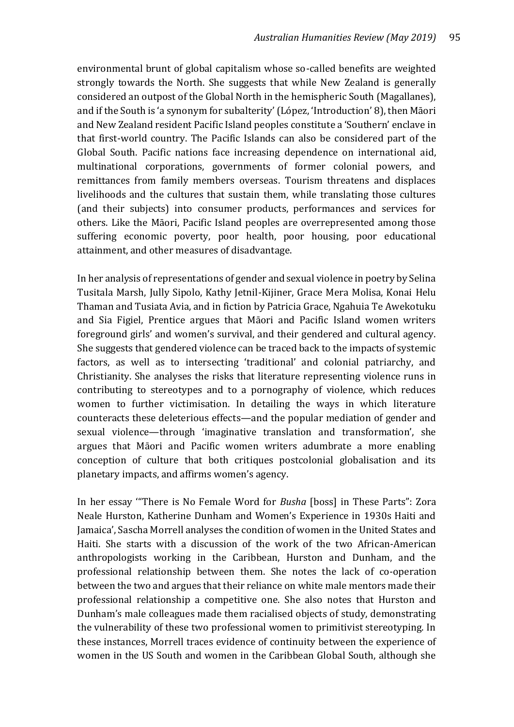environmental brunt of global capitalism whose so-called benefits are weighted strongly towards the North. She suggests that while New Zealand is generally considered an outpost of the Global North in the hemispheric South (Magallanes), and if the South is 'a synonym for subalterity' (López, 'Introduction' 8), then Māori and New Zealand resident Pacific Island peoples constitute a 'Southern' enclave in that first-world country. The Pacific Islands can also be considered part of the Global South. Pacific nations face increasing dependence on international aid, multinational corporations, governments of former colonial powers, and remittances from family members overseas. Tourism threatens and displaces livelihoods and the cultures that sustain them, while translating those cultures (and their subjects) into consumer products, performances and services for others. Like the Māori, Pacific Island peoples are overrepresented among those suffering economic poverty, poor health, poor housing, poor educational attainment, and other measures of disadvantage.

In her analysis of representations of gender and sexual violence in poetry by Selina Tusitala Marsh, Jully Sipolo, Kathy Jetnil-Kijiner, Grace Mera Molisa, Konai Helu Thaman and Tusiata Avia, and in fiction by Patricia Grace, Ngahuia Te Awekotuku and Sia Figiel, Prentice argues that Māori and Pacific Island women writers foreground girls' and women's survival, and their gendered and cultural agency. She suggests that gendered violence can be traced back to the impacts of systemic factors, as well as to intersecting 'traditional' and colonial patriarchy, and Christianity. She analyses the risks that literature representing violence runs in contributing to stereotypes and to a pornography of violence, which reduces women to further victimisation. In detailing the ways in which literature counteracts these deleterious effects—and the popular mediation of gender and sexual violence—through 'imaginative translation and transformation', she argues that Māori and Pacific women writers adumbrate a more enabling conception of culture that both critiques postcolonial globalisation and its planetary impacts, and affirms women's agency.

In her essay '"There is No Female Word for *Busha* [boss] in These Parts": Zora Neale Hurston, Katherine Dunham and Women's Experience in 1930s Haiti and Jamaica', Sascha Morrell analyses the condition of women in the United States and Haiti. She starts with a discussion of the work of the two African-American anthropologists working in the Caribbean, Hurston and Dunham, and the professional relationship between them. She notes the lack of co-operation between the two and argues that their reliance on white male mentors made their professional relationship a competitive one. She also notes that Hurston and Dunham's male colleagues made them racialised objects of study, demonstrating the vulnerability of these two professional women to primitivist stereotyping. In these instances, Morrell traces evidence of continuity between the experience of women in the US South and women in the Caribbean Global South, although she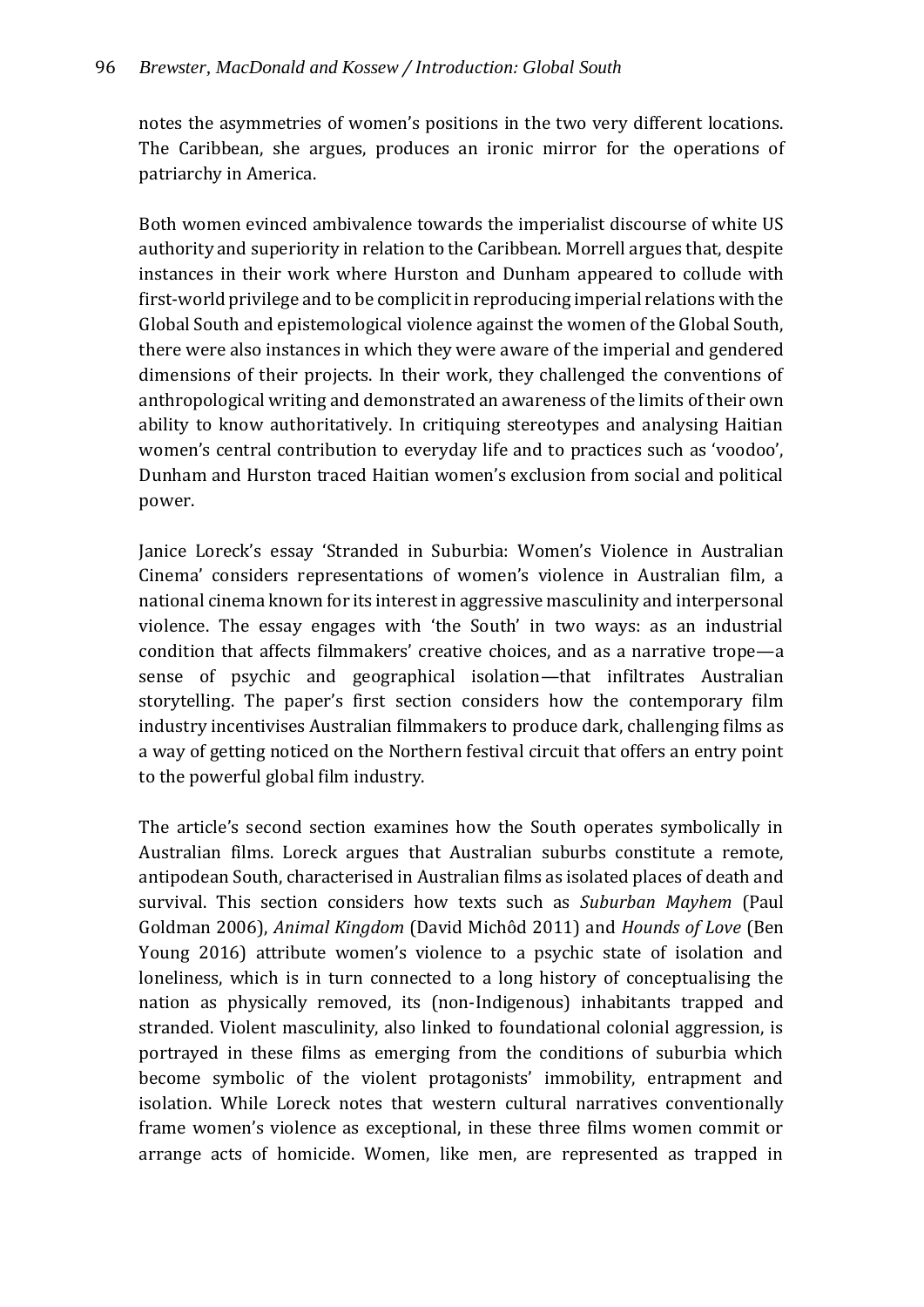notes the asymmetries of women's positions in the two very different locations. The Caribbean, she argues, produces an ironic mirror for the operations of patriarchy in America.

Both women evinced ambivalence towards the imperialist discourse of white US authority and superiority in relation to the Caribbean. Morrell argues that, despite instances in their work where Hurston and Dunham appeared to collude with first-world privilege and to be complicit in reproducing imperial relations with the Global South and epistemological violence against the women of the Global South, there were also instances in which they were aware of the imperial and gendered dimensions of their projects. In their work, they challenged the conventions of anthropological writing and demonstrated an awareness of the limits of their own ability to know authoritatively. In critiquing stereotypes and analysing Haitian women's central contribution to everyday life and to practices such as 'voodoo', Dunham and Hurston traced Haitian women's exclusion from social and political power.

Janice Loreck's essay 'Stranded in Suburbia: Women's Violence in Australian Cinema' considers representations of women's violence in Australian film, a national cinema known for its interest in aggressive masculinity and interpersonal violence. The essay engages with 'the South' in two ways: as an industrial condition that affects filmmakers' creative choices, and as a narrative trope—a sense of psychic and geographical isolation—that infiltrates Australian storytelling. The paper's first section considers how the contemporary film industry incentivises Australian filmmakers to produce dark, challenging films as a way of getting noticed on the Northern festival circuit that offers an entry point to the powerful global film industry.

The article's second section examines how the South operates symbolically in Australian films. Loreck argues that Australian suburbs constitute a remote, antipodean South, characterised in Australian films as isolated places of death and survival. This section considers how texts such as *Suburban Mayhem* (Paul Goldman 2006), *Animal Kingdom* (David Michôd 2011) and *Hounds of Love* (Ben Young 2016) attribute women's violence to a psychic state of isolation and loneliness, which is in turn connected to a long history of conceptualising the nation as physically removed, its (non-Indigenous) inhabitants trapped and stranded. Violent masculinity, also linked to foundational colonial aggression, is portrayed in these films as emerging from the conditions of suburbia which become symbolic of the violent protagonists' immobility, entrapment and isolation. While Loreck notes that western cultural narratives conventionally frame women's violence as exceptional, in these three films women commit or arrange acts of homicide. Women, like men, are represented as trapped in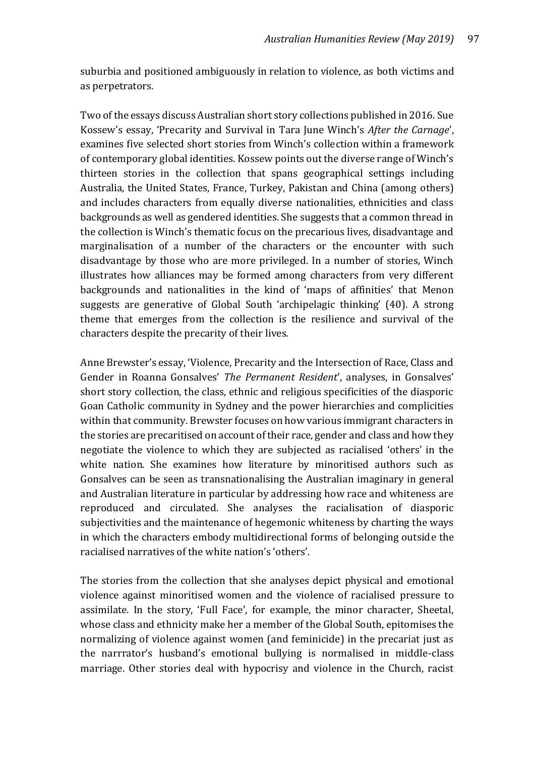suburbia and positioned ambiguously in relation to violence, as both victims and as perpetrators.

Two of the essays discuss Australian short story collections published in 2016. Sue Kossew's essay, 'Precarity and Survival in Tara June Winch's *After the Carnage*', examines five selected short stories from Winch's collection within a framework of contemporary global identities. Kossew points out the diverse range of Winch's thirteen stories in the collection that spans geographical settings including Australia, the United States, France, Turkey, Pakistan and China (among others) and includes characters from equally diverse nationalities, ethnicities and class backgrounds as well as gendered identities. She suggests that a common thread in the collection is Winch's thematic focus on the precarious lives, disadvantage and marginalisation of a number of the characters or the encounter with such disadvantage by those who are more privileged. In a number of stories, Winch illustrates how alliances may be formed among characters from very different backgrounds and nationalities in the kind of 'maps of affinities' that Menon suggests are generative of Global South 'archipelagic thinking' (40). A strong theme that emerges from the collection is the resilience and survival of the characters despite the precarity of their lives.

Anne Brewster's essay, 'Violence, Precarity and the Intersection of Race, Class and Gender in Roanna Gonsalves' *The Permanent Resident*', analyses, in Gonsalves' short story collection, the class, ethnic and religious specificities of the diasporic Goan Catholic community in Sydney and the power hierarchies and complicities within that community. Brewster focuses on how various immigrant characters in the stories are precaritised on account of their race, gender and class and how they negotiate the violence to which they are subjected as racialised 'others' in the white nation. She examines how literature by minoritised authors such as Gonsalves can be seen as transnationalising the Australian imaginary in general and Australian literature in particular by addressing how race and whiteness are reproduced and circulated. She analyses the racialisation of diasporic subjectivities and the maintenance of hegemonic whiteness by charting the ways in which the characters embody multidirectional forms of belonging outside the racialised narratives of the white nation's 'others'.

The stories from the collection that she analyses depict physical and emotional violence against minoritised women and the violence of racialised pressure to assimilate. In the story, 'Full Face', for example, the minor character, Sheetal, whose class and ethnicity make her a member of the Global South, epitomises the normalizing of violence against women (and feminicide) in the precariat just as the narrrator's husband's emotional bullying is normalised in middle-class marriage. Other stories deal with hypocrisy and violence in the Church, racist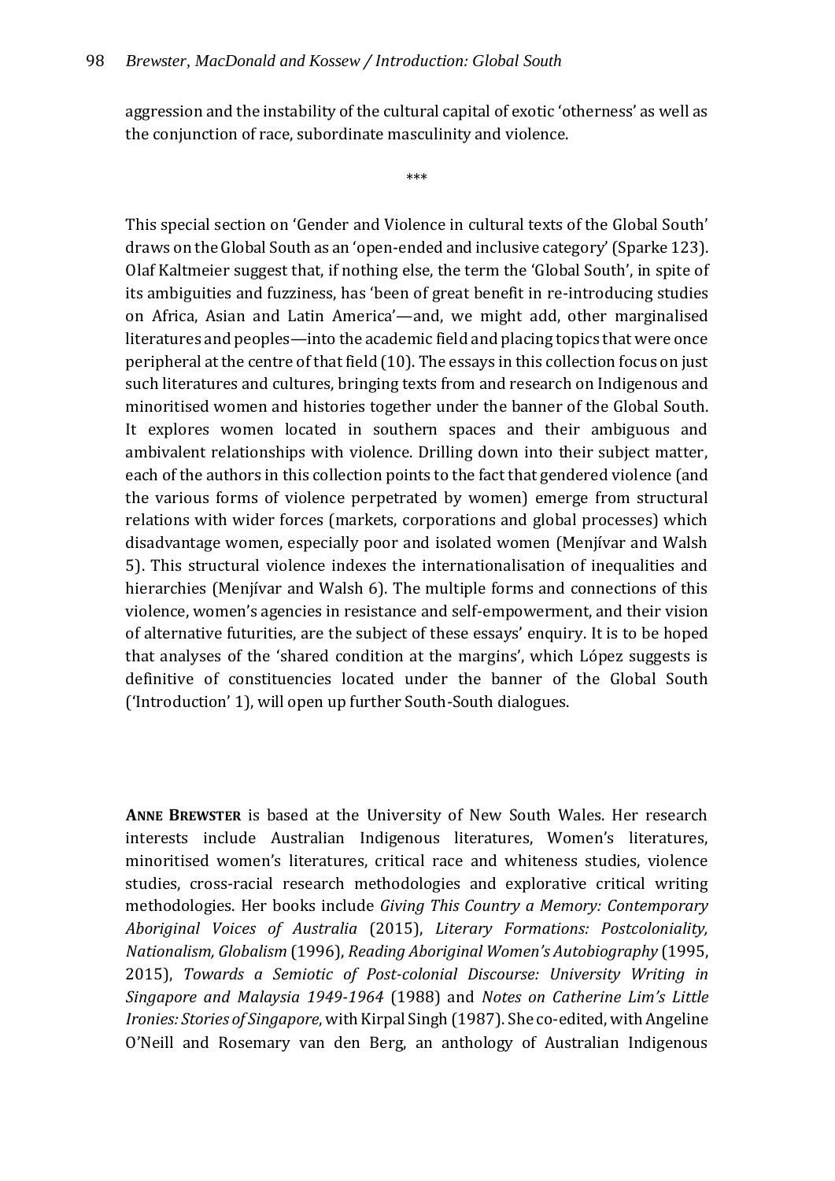aggression and the instability of the cultural capital of exotic 'otherness' as well as the conjunction of race, subordinate masculinity and violence.

\*\*\*

This special section on 'Gender and Violence in cultural texts of the Global South' draws on the Global South as an 'open-ended and inclusive category' (Sparke 123). Olaf Kaltmeier suggest that, if nothing else, the term the 'Global South', in spite of its ambiguities and fuzziness, has 'been of great benefit in re-introducing studies on Africa, Asian and Latin America'—and, we might add, other marginalised literatures and peoples—into the academic field and placing topics that were once peripheral at the centre of that field (10). The essays in this collection focus on just such literatures and cultures, bringing texts from and research on Indigenous and minoritised women and histories together under the banner of the Global South. It explores women located in southern spaces and their ambiguous and ambivalent relationships with violence. Drilling down into their subject matter, each of the authors in this collection points to the fact that gendered violence (and the various forms of violence perpetrated by women) emerge from structural relations with wider forces (markets, corporations and global processes) which disadvantage women, especially poor and isolated women (Menjívar and Walsh 5). This structural violence indexes the internationalisation of inequalities and hierarchies (Menjívar and Walsh 6). The multiple forms and connections of this violence, women's agencies in resistance and self-empowerment, and their vision of alternative futurities, are the subject of these essays' enquiry. It is to be hoped that analyses of the 'shared condition at the margins', which López suggests is definitive of constituencies located under the banner of the Global South ('Introduction' 1), will open up further South-South dialogues.

**ANNE BREWSTER** is based at the University of New South Wales. Her research interests include Australian Indigenous literatures, Women's literatures, minoritised women's literatures, critical race and whiteness studies, violence studies, cross-racial research methodologies and explorative critical writing methodologies. Her books include *Giving This Country a Memory: Contemporary Aboriginal Voices of Australia* (2015), *Literary Formations: Postcoloniality, Nationalism, Globalism* (1996), *Reading Aboriginal Women's Autobiography* (1995, 2015), *Towards a Semiotic of Post-colonial Discourse: University Writing in Singapore and Malaysia 1949-1964* (1988) and *Notes on Catherine Lim's Little Ironies: Stories of Singapore*, with Kirpal Singh (1987). She co-edited, with Angeline O'Neill and Rosemary van den Berg, an anthology of Australian Indigenous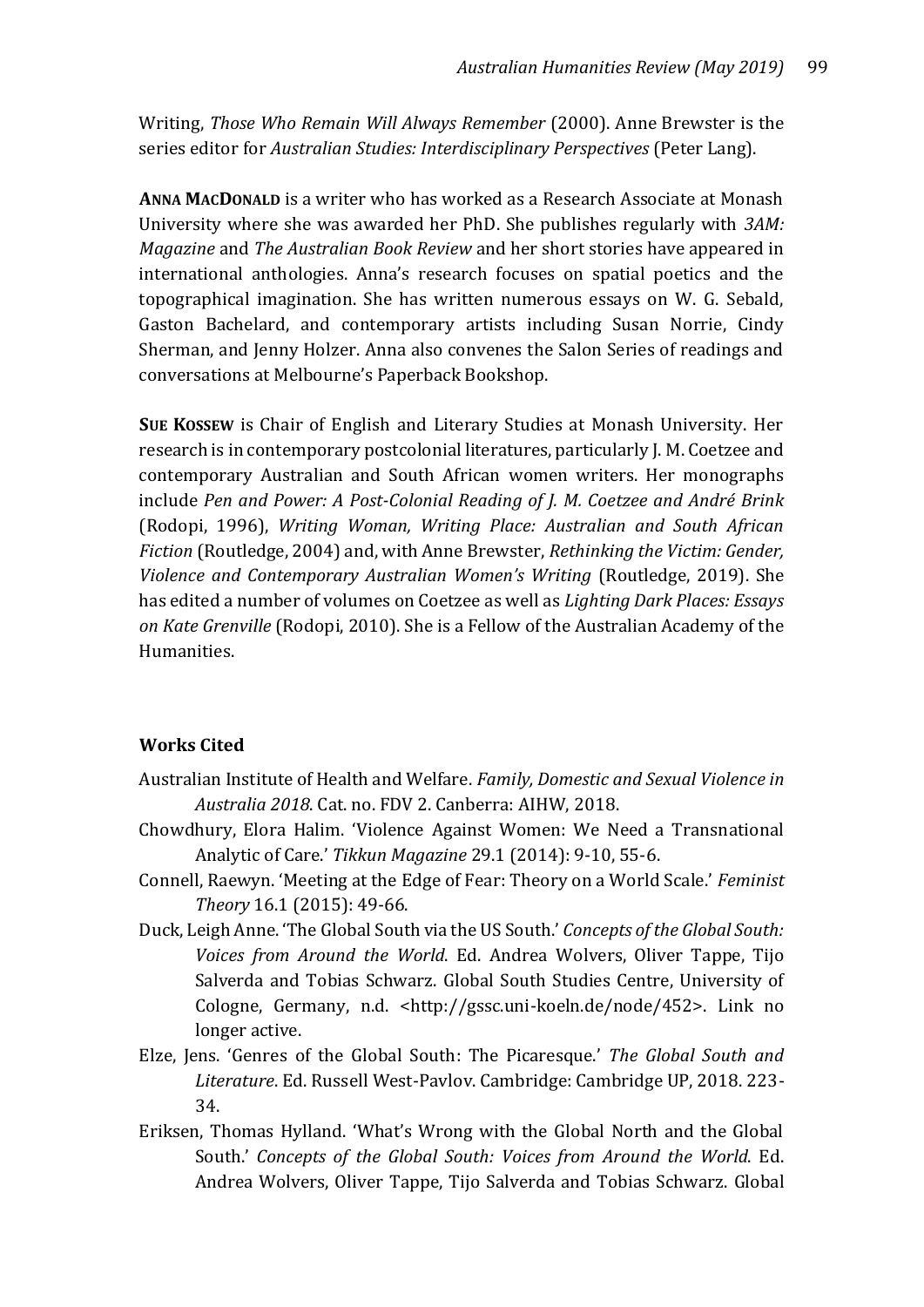Writing, *Those Who Remain Will Always Remember* (2000). Anne Brewster is the series editor for *Australian Studies: Interdisciplinary Perspectives* (Peter Lang).

**ANNA MACDONALD** is a writer who has worked as a Research Associate at Monash University where she was awarded her PhD. She publishes regularly with *3AM: Magazine* and *The Australian Book Review* and her short stories have appeared in international anthologies. Anna's research focuses on spatial poetics and the topographical imagination. She has written numerous essays on W. G. Sebald, Gaston Bachelard, and contemporary artists including Susan Norrie, Cindy Sherman, and Jenny Holzer. Anna also convenes the Salon Series of readings and conversations at Melbourne's Paperback Bookshop.

**SUE KOSSEW** is Chair of English and Literary Studies at Monash University. Her research is in contemporary postcolonial literatures, particularly J. M. Coetzee and contemporary Australian and South African women writers. Her monographs include *Pen and Power: A Post-Colonial Reading of J. M. Coetzee and André Brink* (Rodopi, 1996), *Writing Woman, Writing Place: Australian and South African Fiction* (Routledge, 2004) and, with Anne Brewster, *Rethinking the Victim: Gender, Violence and Contemporary Australian Women's Writing* (Routledge, 2019). She has edited a number of volumes on Coetzee as well as *Lighting Dark Places: Essays on Kate Grenville* (Rodopi, 2010). She is a Fellow of the Australian Academy of the Humanities.

## Works Cited

Australian Institute of Health and Welfare. *Family, Domestic and Sexual Violence in Australia 2018*. Cat. no. FDV 2. Canberra: AIHW, 2018.

Chowdhury, Elora Halim. 'Violence Against Women: We Need a Transnational Analytic of Care.' *Tikkun Magazine* 29.1 (2014): 9-10, 55-6.

Connell, Raewyn. 'Meeting at the Edge of Fear: Theory on a World Scale.' *Feminist Theory* 16.1 (2015): 49-66.

Duck, Leigh Anne. 'The Global South via the US South.' *Concepts of the Global South: Voices from Around the World*. Ed. Andrea Wolvers, Oliver Tappe, Tijo Salverda and Tobias Schwarz. Global South Studies Centre, University of Cologne, Germany, n.d. <http://gssc.uni-koeln.de/node/452>. Link no longer active.

Elze, Jens. 'Genres of the Global South: The Picaresque.' *The Global South and Literature*. Ed. Russell West-Pavlov. Cambridge: Cambridge UP, 2018. 223-34.

Eriksen, Thomas Hylland. 'What's Wrong with the Global North and the Global South.' *Concepts of the Global South: Voices from Around the World*. Ed. Andrea Wolvers, Oliver Tappe, Tijo Salverda and Tobias Schwarz. Global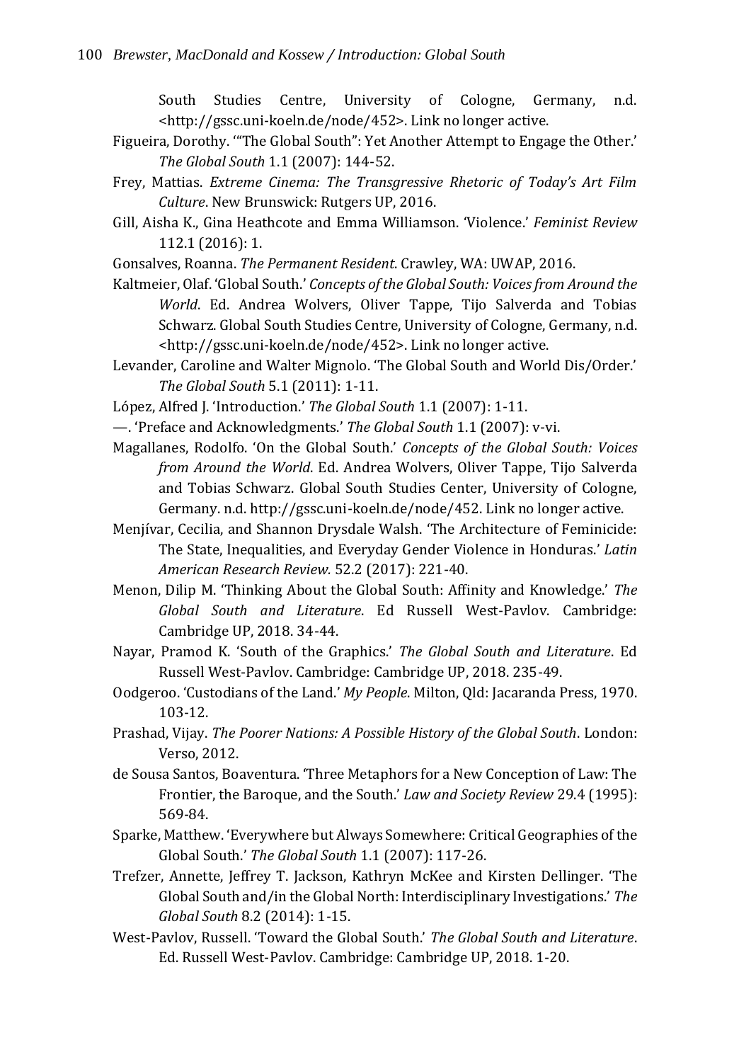South Studies Centre, University of Cologne, Germany, n.d. <http://gssc.uni-koeln.de/node/452>. Link no longer active.

Figueira, Dorothy. '"The Global South": Yet Another Attempt to Engage the Other.' *The Global South* 1.1 (2007): 144-52.

Frey, Mattias. *Extreme Cinema: The Transgressive Rhetoric of Today's Art Film Culture*. New Brunswick: Rutgers UP, 2016.

Gill, Aisha K., Gina Heathcote and Emma Williamson. 'Violence.' *Feminist Review* 112.1 (2016): 1.

Gonsalves, Roanna. *The Permanent Resident*. Crawley, WA: UWAP, 2016.

Kaltmeier, Olaf. 'Global South.' *Concepts of the Global South: Voices from Around the World*. Ed. Andrea Wolvers, Oliver Tappe, Tijo Salverda and Tobias Schwarz. Global South Studies Centre, University of Cologne, Germany, n.d. <http://gssc.uni-koeln.de/node/452>. Link no longer active.

Levander, Caroline and Walter Mignolo. 'The Global South and World Dis/Order.' *The Global South* 5.1 (2011): 1-11.

López, Alfred J. 'Introduction.' *The Global South* 1.1 (2007): 1-11.

—. 'Preface and Acknowledgments.' *The Global South* 1.1 (2007): v-vi.

Magallanes, Rodolfo. 'On the Global South.' *Concepts of the Global South: Voices from Around the World*. Ed. Andrea Wolvers, Oliver Tappe, Tijo Salverda and Tobias Schwarz. Global South Studies Center, University of Cologne, Germany. n.d. http://gssc.uni-koeln.de/node/452. Link no longer active.

Menjívar, Cecilia, and Shannon Drysdale Walsh. 'The Architecture of Feminicide: The State, Inequalities, and Everyday Gender Violence in Honduras.' *Latin American Research Review.* 52.2 (2017): 221-40.

Menon, Dilip M. 'Thinking About the Global South: Affinity and Knowledge.' *The Global South and Literature*. Ed Russell West-Pavlov. Cambridge: Cambridge UP, 2018. 34-44.

Nayar, Pramod K. 'South of the Graphics.' *The Global South and Literature*. Ed Russell West-Pavlov. Cambridge: Cambridge UP, 2018. 235-49.

Oodgeroo. 'Custodians of the Land.' *My People*. Milton, Qld: Jacaranda Press, 1970. 103-12.

Prashad, Vijay. *The Poorer Nations: A Possible History of the Global South*. London: Verso, 2012.

de Sousa Santos, Boaventura. 'Three Metaphors for a New Conception of Law: The Frontier, the Baroque, and the South.' *Law and Society Review* 29.4 (1995): 569-84.

Sparke, Matthew. 'Everywhere but Always Somewhere: Critical Geographies of the Global South.' *The Global South* 1.1 (2007): 117-26.

Trefzer, Annette, Jeffrey T. Jackson, Kathryn McKee and Kirsten Dellinger. 'The Global South and/in the Global North: Interdisciplinary Investigations.' *The Global South* 8.2 (2014): 1-15.

West-Pavlov, Russell. 'Toward the Global South.' *The Global South and Literature*. Ed. Russell West-Pavlov. Cambridge: Cambridge UP, 2018. 1-20.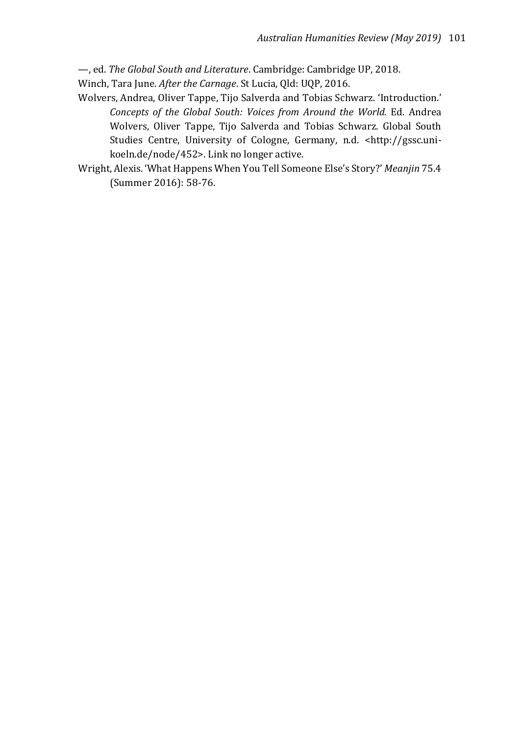—, ed. *The Global South and Literature*. Cambridge: Cambridge UP, 2018.

Winch, Tara June. *After the Carnage*. St Lucia, Qld: UQP, 2016.

Wolvers, Andrea, Oliver Tappe, Tijo Salverda and Tobias Schwarz. 'Introduction.' *Concepts of the Global South: Voices from Around the World*. Ed. Andrea Wolvers, Oliver Tappe, Tijo Salverda and Tobias Schwarz. Global South Studies Centre, University of Cologne, Germany, n.d. <http://gssc.uni-koeln.de/node/452>. Link no longer active.

Wright, Alexis. 'What Happens When You Tell Someone Else's Story?' *Meanjin* 75.4 (Summer 2016): 58-76.